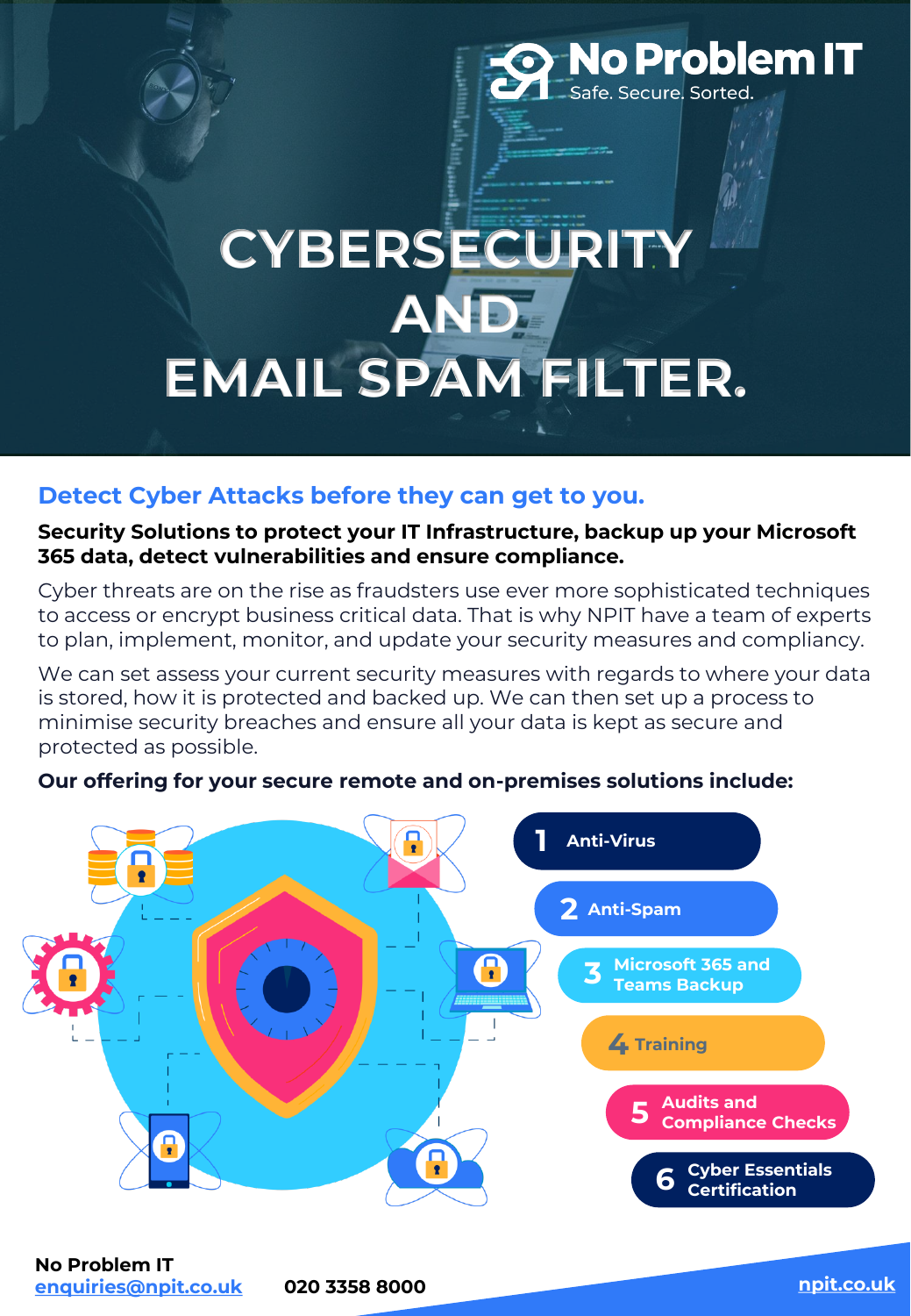No Problem IT
Safe. Secure. Sorted.

# CYBERSECURITY AND EMAIL SPAM FILTER.

## Detect Cyber Attacks before they can get to you.

**Security Solutions to protect your IT Infrastructure, backup up your Microsoft 365 data, detect vulnerabilities and ensure compliance.**

Cyber threats are on the rise as fraudsters use ever more sophisticated techniques to access or encrypt business critical data. That is why NPIT have a team of experts to plan, implement, monitor, and update your security measures and compliancy.

We can set assess your current security measures with regards to where your data is stored, how it is protected and backed up. We can then set up a process to minimise security breaches and ensure all your data is kept as secure and protected as possible.

**Our offering for your secure remote and on-premises solutions include:**

1. Anti-Virus
2. Anti-Spam
3. Microsoft 365 and Teams Backup
4. Training
5. Audits and Compliance Checks
6. Cyber Essentials Certification

**No Problem IT**
enquiries@npit.co.uk
020 3358 8000
npit.co.uk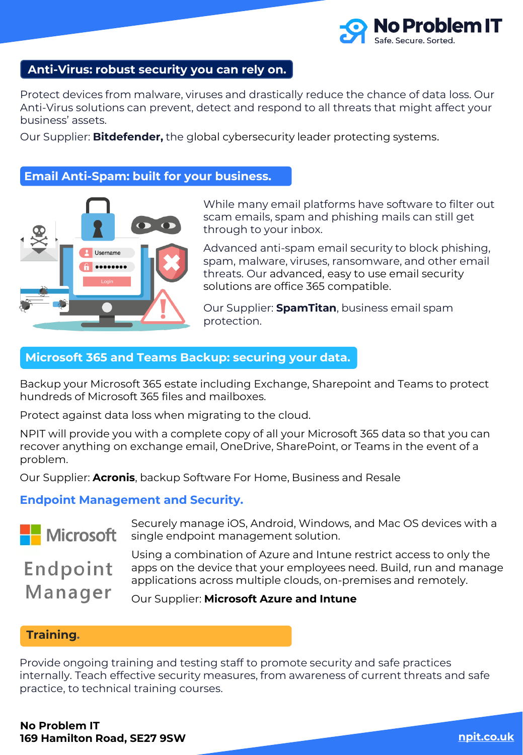## Anti-Virus: robust security you can rely on.

Protect devices from malware, viruses and drastically reduce the chance of data loss. Our Anti-Virus solutions can prevent, detect and respond to all threats that might affect your business' assets.

Our Supplier: **Bitdefender,** the global cybersecurity leader protecting systems.

## Email Anti-Spam: built for your business.

While many email platforms have software to filter out scam emails, spam and phishing mails can still get through to your inbox.

Advanced anti-spam email security to block phishing, spam, malware, viruses, ransomware, and other email threats. Our advanced, easy to use email security solutions are office 365 compatible.

Our Supplier: **SpamTitan**, business email spam protection.

## Microsoft 365 and Teams Backup: securing your data.

Backup your Microsoft 365 estate including Exchange, Sharepoint and Teams to protect hundreds of Microsoft 365 files and mailboxes.

Protect against data loss when migrating to the cloud.

NPIT will provide you with a complete copy of all your Microsoft 365 data so that you can recover anything on exchange email, OneDrive, SharePoint, or Teams in the event of a problem.

Our Supplier: **Acronis**, backup Software For Home, Business and Resale

## Endpoint Management and Security.

Microsoft Endpoint Manager

Securely manage iOS, Android, Windows, and Mac OS devices with a single endpoint management solution.

Using a combination of Azure and Intune restrict access to only the apps on the device that your employees need. Build, run and manage applications across multiple clouds, on-premises and remotely.

Our Supplier: **Microsoft Azure and Intune**

## Training.

Provide ongoing training and testing staff to promote security and safe practices internally. Teach effective security measures, from awareness of current threats and safe practice, to technical training courses.

**No Problem IT**
**169 Hamilton Road, SE27 9SW**

npit.co.uk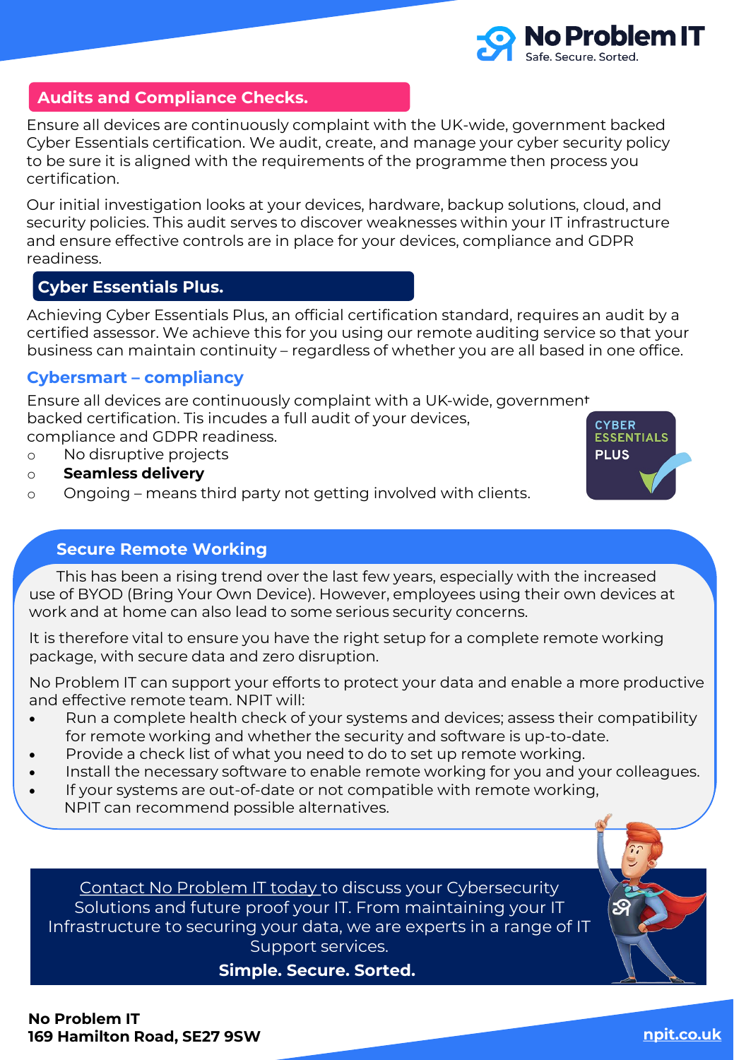## Audits and Compliance Checks.

Ensure all devices are continuously complaint with the UK-wide, government backed Cyber Essentials certification. We audit, create, and manage your cyber security policy to be sure it is aligned with the requirements of the programme then process you certification.

Our initial investigation looks at your devices, hardware, backup solutions, cloud, and security policies. This audit serves to discover weaknesses within your IT infrastructure and ensure effective controls are in place for your devices, compliance and GDPR readiness.

## Cyber Essentials Plus.

Achieving Cyber Essentials Plus, an official certification standard, requires an audit by a certified assessor. We achieve this for you using our remote auditing service so that your business can maintain continuity – regardless of whether you are all based in one office.

### Cybersmart – compliancy

Ensure all devices are continuously complaint with a UK-wide, government backed certification. Tis includes a full audit of your devices, compliance and GDPR readiness.

- No disruptive projects
- **Seamless delivery**
- Ongoing – means third party not getting involved with clients.

CYBER ESSENTIALS PLUS

## Secure Remote Working

This has been a rising trend over the last few years, especially with the increased use of BYOD (Bring Your Own Device). However, employees using their own devices at work and at home can also lead to some serious security concerns.

It is therefore vital to ensure you have the right setup for a complete remote working package, with secure data and zero disruption.

No Problem IT can support your efforts to protect your data and enable a more productive and effective remote team. NPIT will:

- Run a complete health check of your systems and devices; assess their compatibility for remote working and whether the security and software is up-to-date.
- Provide a check list of what you need to do to set up remote working.
- Install the necessary software to enable remote working for you and your colleagues.
- If your systems are out-of-date or not compatible with remote working, NPIT can recommend possible alternatives.

Contact No Problem IT today to discuss your Cybersecurity Solutions and future proof your IT. From maintaining your IT Infrastructure to securing your data, we are experts in a range of IT Support services.

**Simple. Secure. Sorted.**

**No Problem IT**
**169 Hamilton Road, SE27 9SW**

npit.co.uk